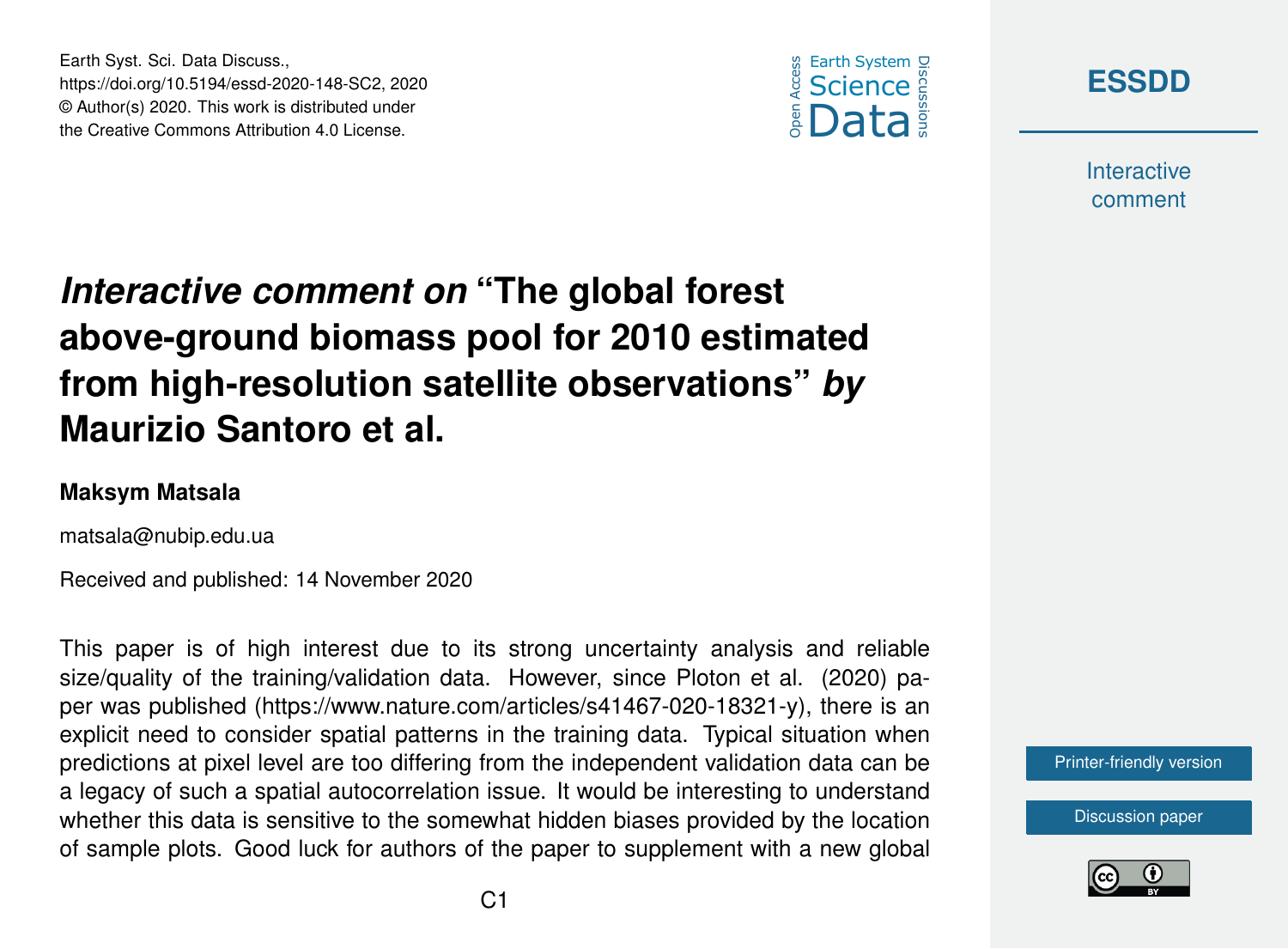# *Interactive comment on* "The global forest above-ground biomass pool for 2010 estimated from high-resolution satellite observations" *by* Maurizio Santoro et al.

**Maksym Matsala**

matsala@nubip.edu.ua

Received and published: 14 November 2020

This paper is of high interest due to its strong uncertainty analysis and reliable size/quality of the training/validation data. However, since Ploton et al. (2020) paper was published (https://www.nature.com/articles/s41467-020-18321-y), there is an explicit need to consider spatial patterns in the training data. Typical situation when predictions at pixel level are too differing from the independent validation data can be a legacy of such a spatial autocorrelation issue. It would be interesting to understand whether this data is sensitive to the somewhat hidden biases provided by the location of sample plots. Good luck for authors of the paper to supplement with a new global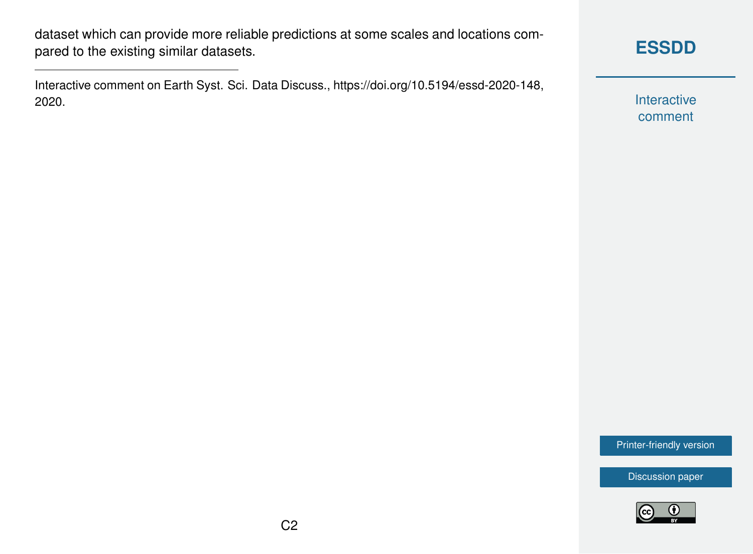dataset which can provide more reliable predictions at some scales and locations compared to the existing similar datasets.

---

Interactive comment on Earth Syst. Sci. Data Discuss., https://doi.org/10.5194/essd-2020-148, 2020.